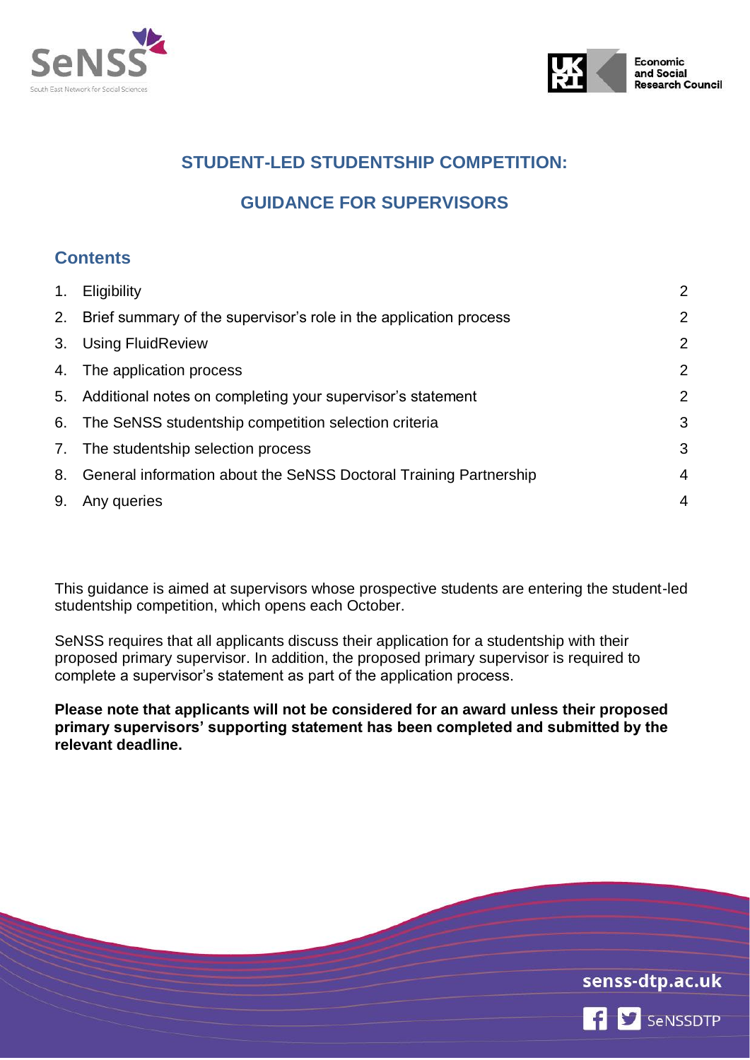# STUDENT-LED STUDENTSHIP COMPETITION:

# GUIDANCE FOR SUPERVISORS

## Contents

| | | |
|---|---|---|
| 1. | Eligibility | 2 |
| 2. | Brief summary of the supervisor's role in the application process | 2 |
| 3. | Using FluidReview | 2 |
| 4. | The application process | 2 |
| 5. | Additional notes on completing your supervisor's statement | 2 |
| 6. | The SeNSS studentship competition selection criteria | 3 |
| 7. | The studentship selection process | 3 |
| 8. | General information about the SeNSS Doctoral Training Partnership | 4 |
| 9. | Any queries | 4 |

This guidance is aimed at supervisors whose prospective students are entering the student-led studentship competition, which opens each October.

SeNSS requires that all applicants discuss their application for a studentship with their proposed primary supervisor. In addition, the proposed primary supervisor is required to complete a supervisor's statement as part of the application process.

**Please note that applicants will not be considered for an award unless their proposed primary supervisors' supporting statement has been completed and submitted by the relevant deadline.**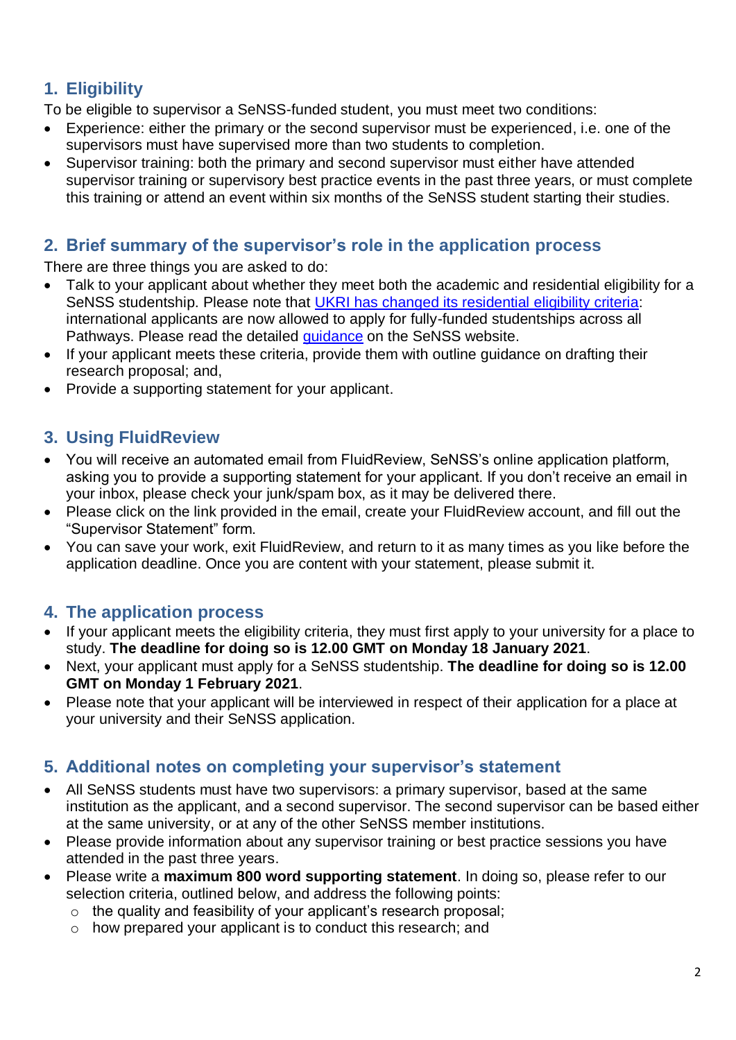## 1. Eligibility

To be eligible to supervisor a SeNSS-funded student, you must meet two conditions:

- Experience: either the primary or the second supervisor must be experienced, i.e. one of the supervisors must have supervised more than two students to completion.
- Supervisor training: both the primary and second supervisor must either have attended supervisor training or supervisory best practice events in the past three years, or must complete this training or attend an event within six months of the SeNSS student starting their studies.

## 2. Brief summary of the supervisor's role in the application process

There are three things you are asked to do:

- Talk to your applicant about whether they meet both the academic and residential eligibility for a SeNSS studentship. Please note that UKRI has changed its residential eligibility criteria: international applicants are now allowed to apply for fully-funded studentships across all Pathways. Please read the detailed guidance on the SeNSS website.
- If your applicant meets these criteria, provide them with outline guidance on drafting their research proposal; and,
- Provide a supporting statement for your applicant.

## 3. Using FluidReview

- You will receive an automated email from FluidReview, SeNSS's online application platform, asking you to provide a supporting statement for your applicant. If you don't receive an email in your inbox, please check your junk/spam box, as it may be delivered there.
- Please click on the link provided in the email, create your FluidReview account, and fill out the "Supervisor Statement" form.
- You can save your work, exit FluidReview, and return to it as many times as you like before the application deadline. Once you are content with your statement, please submit it.

## 4. The application process

- If your applicant meets the eligibility criteria, they must first apply to your university for a place to study. **The deadline for doing so is 12.00 GMT on Monday 18 January 2021**.
- Next, your applicant must apply for a SeNSS studentship. **The deadline for doing so is 12.00 GMT on Monday 1 February 2021**.
- Please note that your applicant will be interviewed in respect of their application for a place at your university and their SeNSS application.

## 5. Additional notes on completing your supervisor's statement

- All SeNSS students must have two supervisors: a primary supervisor, based at the same institution as the applicant, and a second supervisor. The second supervisor can be based either at the same university, or at any of the other SeNSS member institutions.
- Please provide information about any supervisor training or best practice sessions you have attended in the past three years.
- Please write a **maximum 800 word supporting statement**. In doing so, please refer to our selection criteria, outlined below, and address the following points:
  - the quality and feasibility of your applicant's research proposal;
  - how prepared your applicant is to conduct this research; and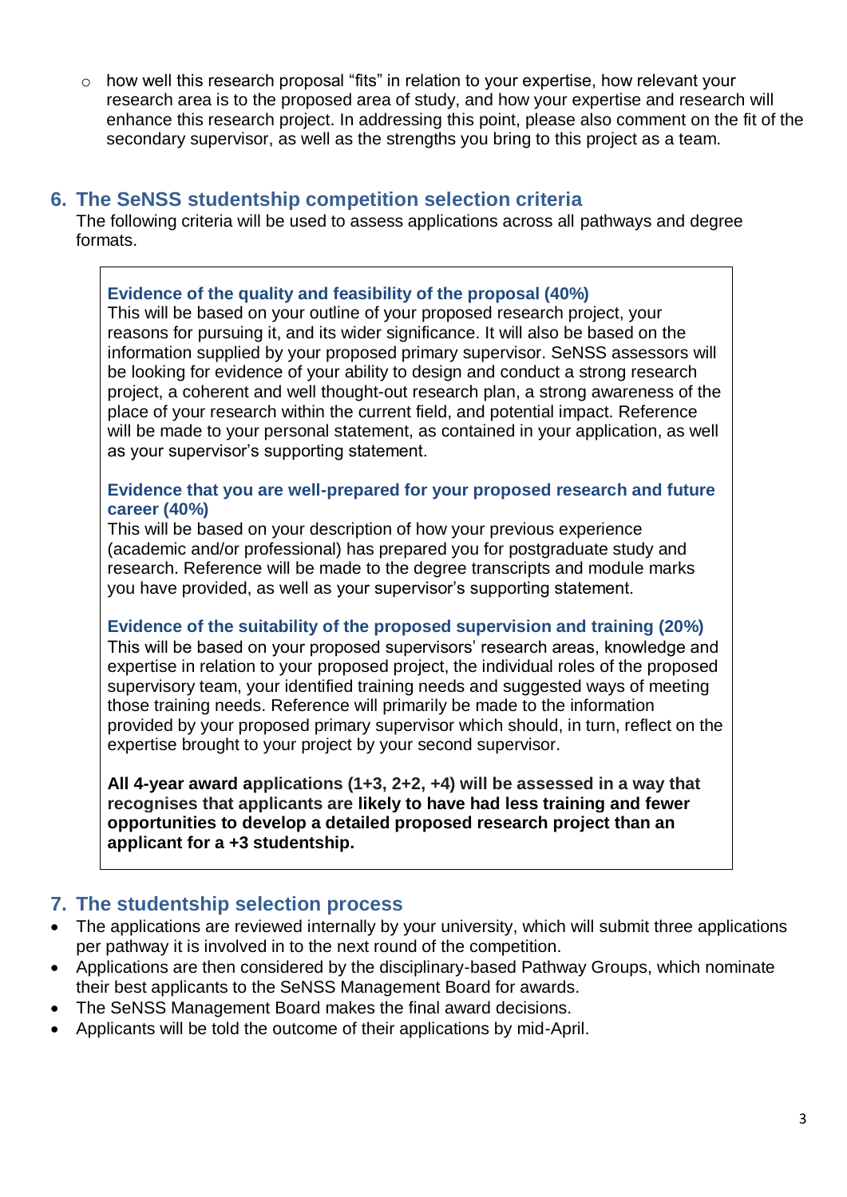- how well this research proposal "fits" in relation to your expertise, how relevant your research area is to the proposed area of study, and how your expertise and research will enhance this research project. In addressing this point, please also comment on the fit of the secondary supervisor, as well as the strengths you bring to this project as a team.

## 6. The SeNSS studentship competition selection criteria

The following criteria will be used to assess applications across all pathways and degree formats.

### Evidence of the quality and feasibility of the proposal (40%)

This will be based on your outline of your proposed research project, your reasons for pursuing it, and its wider significance. It will also be based on the information supplied by your proposed primary supervisor. SeNSS assessors will be looking for evidence of your ability to design and conduct a strong research project, a coherent and well thought-out research plan, a strong awareness of the place of your research within the current field, and potential impact. Reference will be made to your personal statement, as contained in your application, as well as your supervisor's supporting statement.

### Evidence that you are well-prepared for your proposed research and future career (40%)

This will be based on your description of how your previous experience (academic and/or professional) has prepared you for postgraduate study and research. Reference will be made to the degree transcripts and module marks you have provided, as well as your supervisor's supporting statement.

### Evidence of the suitability of the proposed supervision and training (20%)

This will be based on your proposed supervisors' research areas, knowledge and expertise in relation to your proposed project, the individual roles of the proposed supervisory team, your identified training needs and suggested ways of meeting those training needs. Reference will primarily be made to the information provided by your proposed primary supervisor which should, in turn, reflect on the expertise brought to your project by your second supervisor.

**All 4-year award applications (1+3, 2+2, +4) will be assessed in a way that recognises that applicants are likely to have had less training and fewer opportunities to develop a detailed proposed research project than an applicant for a +3 studentship.**

## 7. The studentship selection process

- The applications are reviewed internally by your university, which will submit three applications per pathway it is involved in to the next round of the competition.
- Applications are then considered by the disciplinary-based Pathway Groups, which nominate their best applicants to the SeNSS Management Board for awards.
- The SeNSS Management Board makes the final award decisions.
- Applicants will be told the outcome of their applications by mid-April.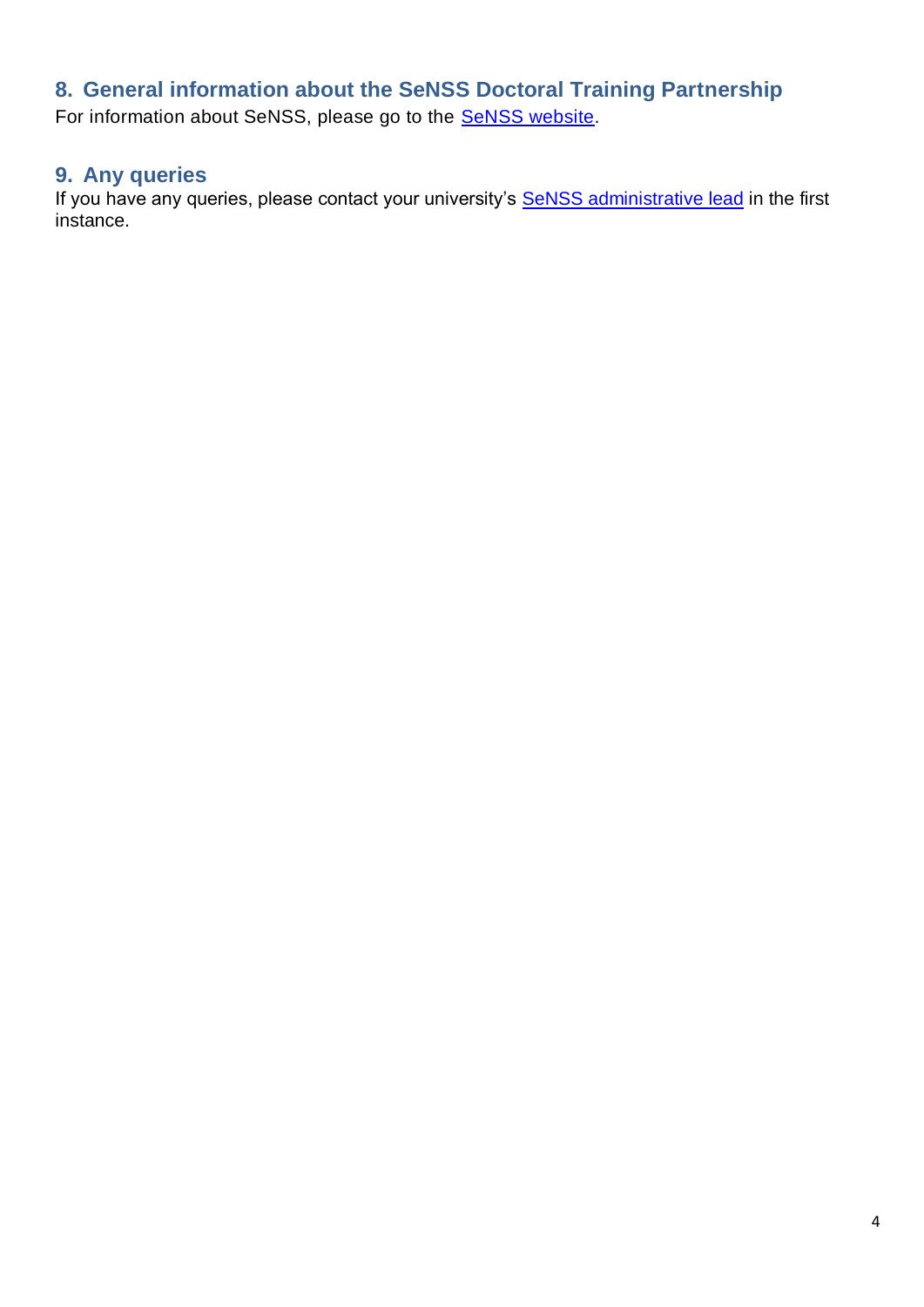## 8. General information about the SeNSS Doctoral Training Partnership

For information about SeNSS, please go to the SeNSS website.

## 9. Any queries

If you have any queries, please contact your university's SeNSS administrative lead in the first instance.